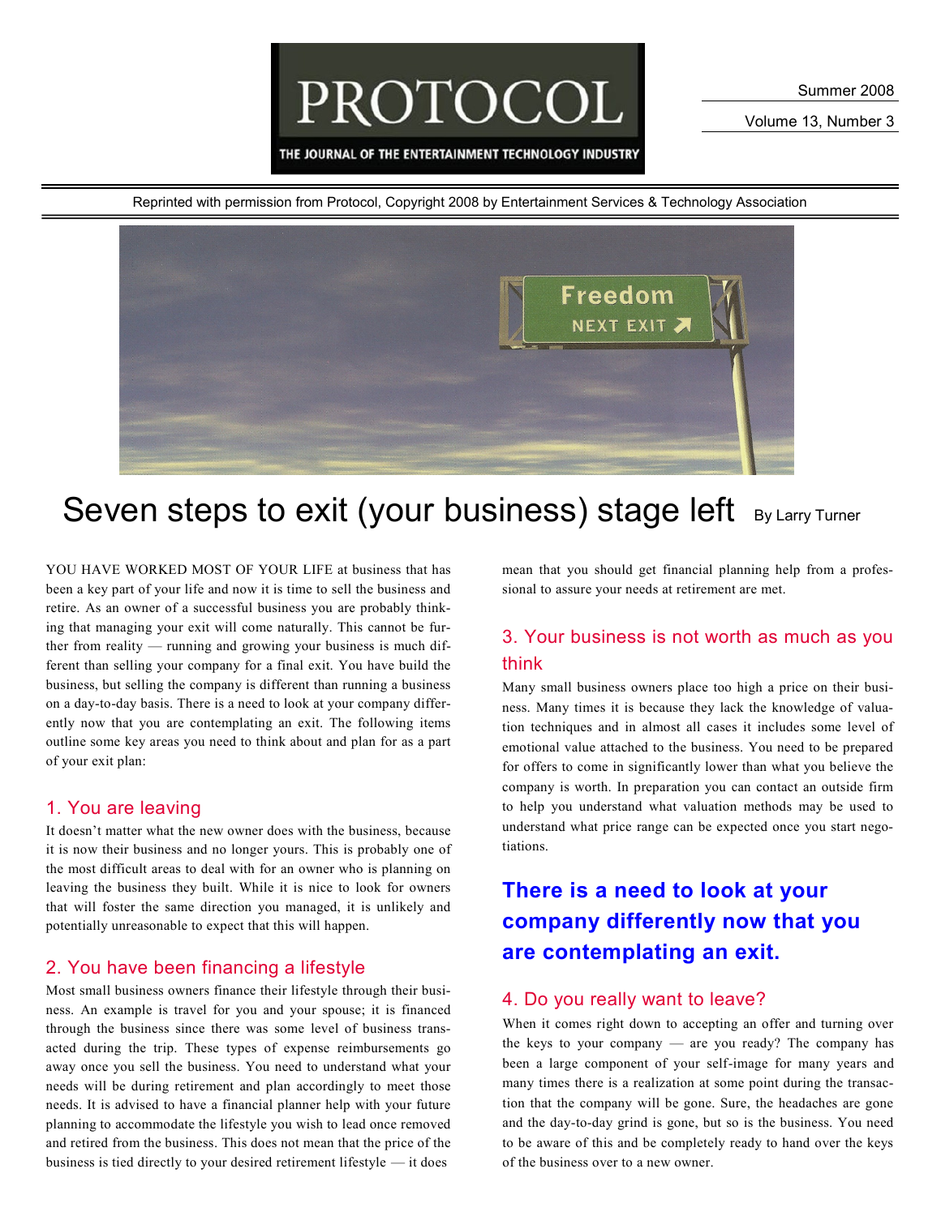# PROTOCOL

THE JOURNAL OF THE ENTERTAINMENT TECHNOLOGY INDUSTRY

Summer 2008

Volume 13, Number 3

Reprinted with permission from Protocol, Copyright 2008 by Entertainment Services & Technology Association

# Seven steps to exit (your business) stage left

By Larry Turner

YOU HAVE WORKED MOST OF YOUR LIFE at business that has been a key part of your life and now it is time to sell the business and retire. As an owner of a successful business you are probably thinking that managing your exit will come naturally. This cannot be further from reality — running and growing your business is much different than selling your company for a final exit. You have build the business, but selling the company is different than running a business on a day-to-day basis. There is a need to look at your company differently now that you are contemplating an exit. The following items outline some key areas you need to think about and plan for as a part of your exit plan:

## 1. You are leaving

It doesn't matter what the new owner does with the business, because it is now their business and no longer yours. This is probably one of the most difficult areas to deal with for an owner who is planning on leaving the business they built. While it is nice to look for owners that will foster the same direction you managed, it is unlikely and potentially unreasonable to expect that this will happen.

## 2. You have been financing a lifestyle

Most small business owners finance their lifestyle through their business. An example is travel for you and your spouse; it is financed through the business since there was some level of business transacted during the trip. These types of expense reimbursements go away once you sell the business. You need to understand what your needs will be during retirement and plan accordingly to meet those needs. It is advised to have a financial planner help with your future planning to accommodate the lifestyle you wish to lead once removed and retired from the business. This does not mean that the price of the business is tied directly to your desired retirement lifestyle — it does mean that you should get financial planning help from a professional to assure your needs at retirement are met.

## 3. Your business is not worth as much as you think

Many small business owners place too high a price on their business. Many times it is because they lack the knowledge of valuation techniques and in almost all cases it includes some level of emotional value attached to the business. You need to be prepared for offers to come in significantly lower than what you believe the company is worth. In preparation you can contact an outside firm to help you understand what valuation methods may be used to understand what price range can be expected once you start negotiations.

**There is a need to look at your company differently now that you are contemplating an exit.**

## 4. Do you really want to leave?

When it comes right down to accepting an offer and turning over the keys to your company — are you ready? The company has been a large component of your self-image for many years and many times there is a realization at some point during the transaction that the company will be gone. Sure, the headaches are gone and the day-to-day grind is gone, but so is the business. You need to be aware of this and be completely ready to hand over the keys of the business over to a new owner.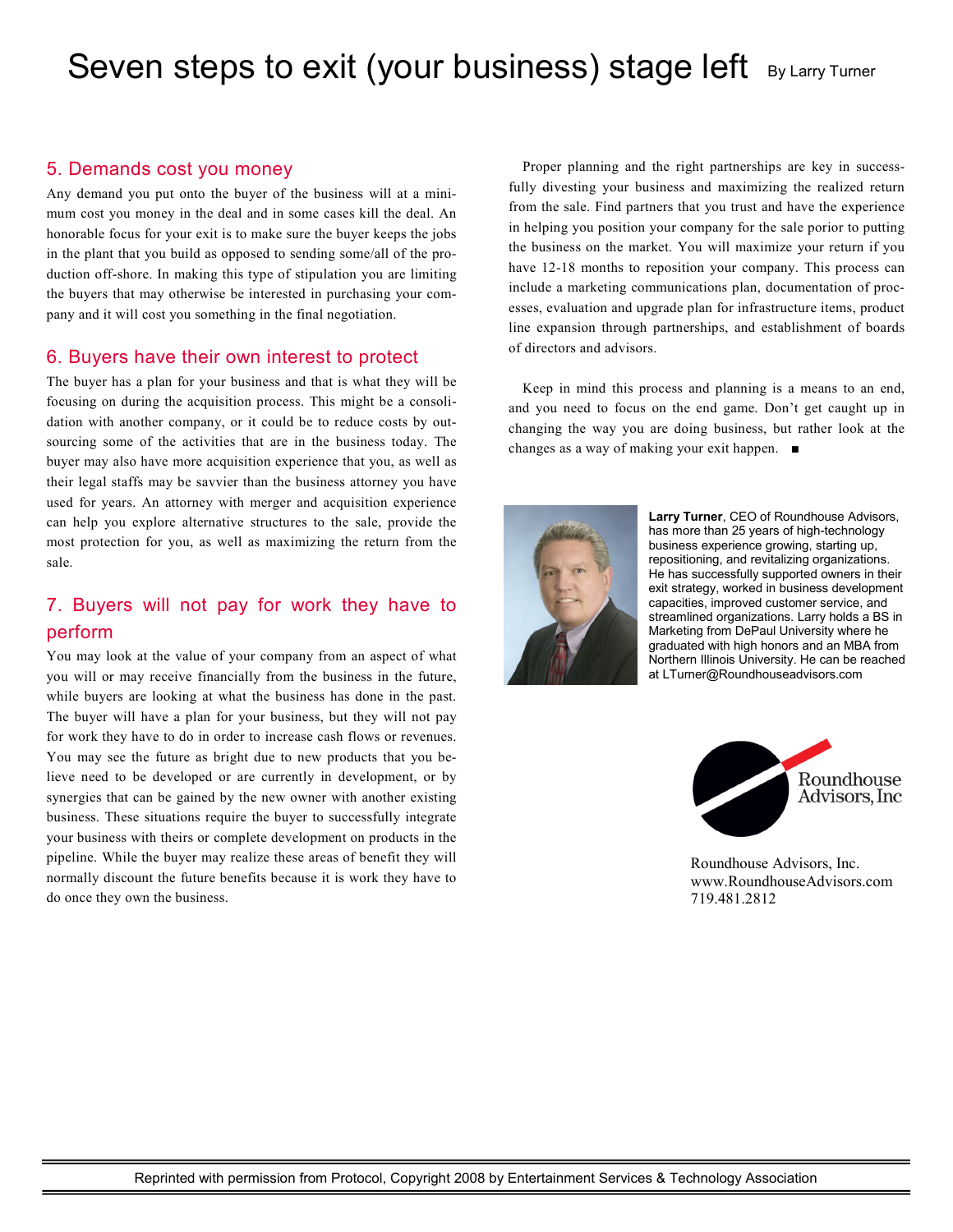# Seven steps to exit (your business) stage left

By Larry Turner

## 5. Demands cost you money

Any demand you put onto the buyer of the business will at a minimum cost you money in the deal and in some cases kill the deal. An honorable focus for your exit is to make sure the buyer keeps the jobs in the plant that you build as opposed to sending some/all of the production off-shore. In making this type of stipulation you are limiting the buyers that may otherwise be interested in purchasing your company and it will cost you something in the final negotiation.

## 6. Buyers have their own interest to protect

The buyer has a plan for your business and that is what they will be focusing on during the acquisition process. This might be a consolidation with another company, or it could be to reduce costs by outsourcing some of the activities that are in the business today. The buyer may also have more acquisition experience that you, as well as their legal staffs may be savvier than the business attorney you have used for years. An attorney with merger and acquisition experience can help you explore alternative structures to the sale, provide the most protection for you, as well as maximizing the return from the sale.

## 7. Buyers will not pay for work they have to perform

You may look at the value of your company from an aspect of what you will or may receive financially from the business in the future, while buyers are looking at what the business has done in the past. The buyer will have a plan for your business, but they will not pay for work they have to do in order to increase cash flows or revenues. You may see the future as bright due to new products that you believe need to be developed or are currently in development, or by synergies that can be gained by the new owner with another existing business. These situations require the buyer to successfully integrate your business with theirs or complete development on products in the pipeline. While the buyer may realize these areas of benefit they will normally discount the future benefits because it is work they have to do once they own the business.

Proper planning and the right partnerships are key in successfully divesting your business and maximizing the realized return from the sale. Find partners that you trust and have the experience in helping you position your company for the sale porior to putting the business on the market. You will maximize your return if you have 12-18 months to reposition your company. This process can include a marketing communications plan, documentation of processes, evaluation and upgrade plan for infrastructure items, product line expansion through partnerships, and establishment of boards of directors and advisors.

Keep in mind this process and planning is a means to an end, and you need to focus on the end game. Don't get caught up in changing the way you are doing business, but rather look at the changes as a way of making your exit happen. ■

**Larry Turner**, CEO of Roundhouse Advisors, has more than 25 years of high-technology business experience growing, starting up, repositioning, and revitalizing organizations. He has successfully supported owners in their exit strategy, worked in business development capacities, improved customer service, and streamlined organizations. Larry holds a BS in Marketing from DePaul University where he graduated with high honors and an MBA from Northern Illinois University. He can be reached at LTurner@Roundhouseadvisors.com

Roundhouse Advisors, Inc

Roundhouse Advisors, Inc.
www.RoundhouseAdvisors.com
719.481.2812

Reprinted with permission from Protocol, Copyright 2008 by Entertainment Services & Technology Association